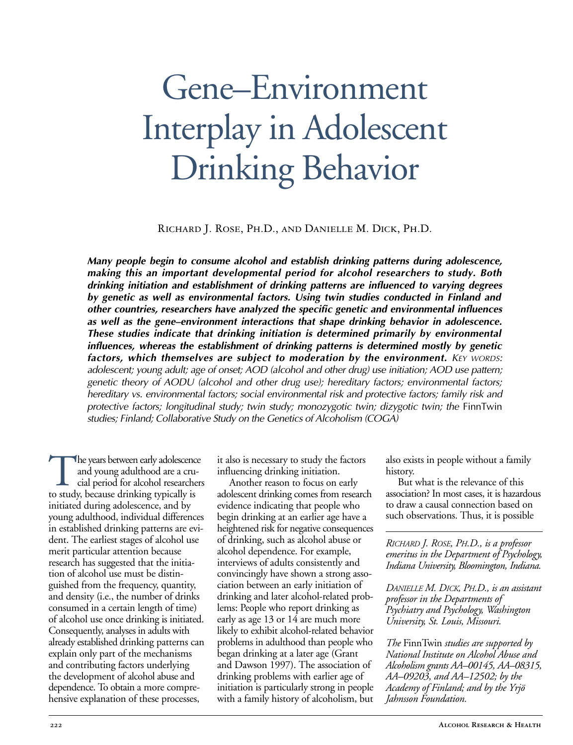# Gene–Environment Interplay in Adolescent Drinking Behavior

Richard J. Rose, Ph.D., and Danielle M. Dick, Ph.D.

***Many people begin to consume alcohol and establish drinking patterns during adolescence, making this an important developmental period for alcohol researchers to study. Both drinking initiation and establishment of drinking patterns are influenced to varying degrees by genetic as well as environmental factors. Using twin studies conducted in Finland and other countries, researchers have analyzed the specific genetic and environmental influences as well as the gene–environment interactions that shape drinking behavior in adolescence. These studies indicate that drinking initiation is determined primarily by environmental influences, whereas the establishment of drinking patterns is determined mostly by genetic factors, which themselves are subject to moderation by the environment.*** *Key words: adolescent; young adult; age of onset; AOD (alcohol and other drug) use initiation; AOD use pattern; genetic theory of AODU (alcohol and other drug use); hereditary factors; environmental factors; hereditary vs. environmental factors; social environmental risk and protective factors; family risk and protective factors; longitudinal study; twin study; monozygotic twin; dizygotic twin; the* FinnTwin *studies; Finland; Collaborative Study on the Genetics of Alcoholism (COGA)*

The years between early adolescence and young adulthood are a crucial period for alcohol researchers to study, because drinking typically is initiated during adolescence, and by young adulthood, individual differences in established drinking patterns are evident. The earliest stages of alcohol use merit particular attention because research has suggested that the initiation of alcohol use must be distinguished from the frequency, quantity, and density (i.e., the number of drinks consumed in a certain length of time) of alcohol use once drinking is initiated. Consequently, analyses in adults with already established drinking patterns can explain only part of the mechanisms and contributing factors underlying the development of alcohol abuse and dependence. To obtain a more comprehensive explanation of these processes, it also is necessary to study the factors influencing drinking initiation.

Another reason to focus on early adolescent drinking comes from research evidence indicating that people who begin drinking at an earlier age have a heightened risk for negative consequences of drinking, such as alcohol abuse or alcohol dependence. For example, interviews of adults consistently and convincingly have shown a strong association between an early initiation of drinking and later alcohol-related problems: People who report drinking as early as age 13 or 14 are much more likely to exhibit alcohol-related behavior problems in adulthood than people who began drinking at a later age (Grant and Dawson 1997). The association of drinking problems with earlier age of initiation is particularly strong in people with a family history of alcoholism, but also exists in people without a family history.

But what is the relevance of this association? In most cases, it is hazardous to draw a causal connection based on such observations. Thus, it is possible

*Richard J. Rose, Ph.D., is a professor emeritus in the Department of Psychology, Indiana University, Bloomington, Indiana.*

*Danielle M. Dick, Ph.D., is an assistant professor in the Departments of Psychiatry and Psychology, Washington University, St. Louis, Missouri.*

*The* FinnTwin *studies are supported by National Institute on Alcohol Abuse and Alcoholism grants AA–00145, AA–08315, AA–09203, and AA–12502; by the Academy of Finland; and by the Yrjö Jahnsson Foundation.*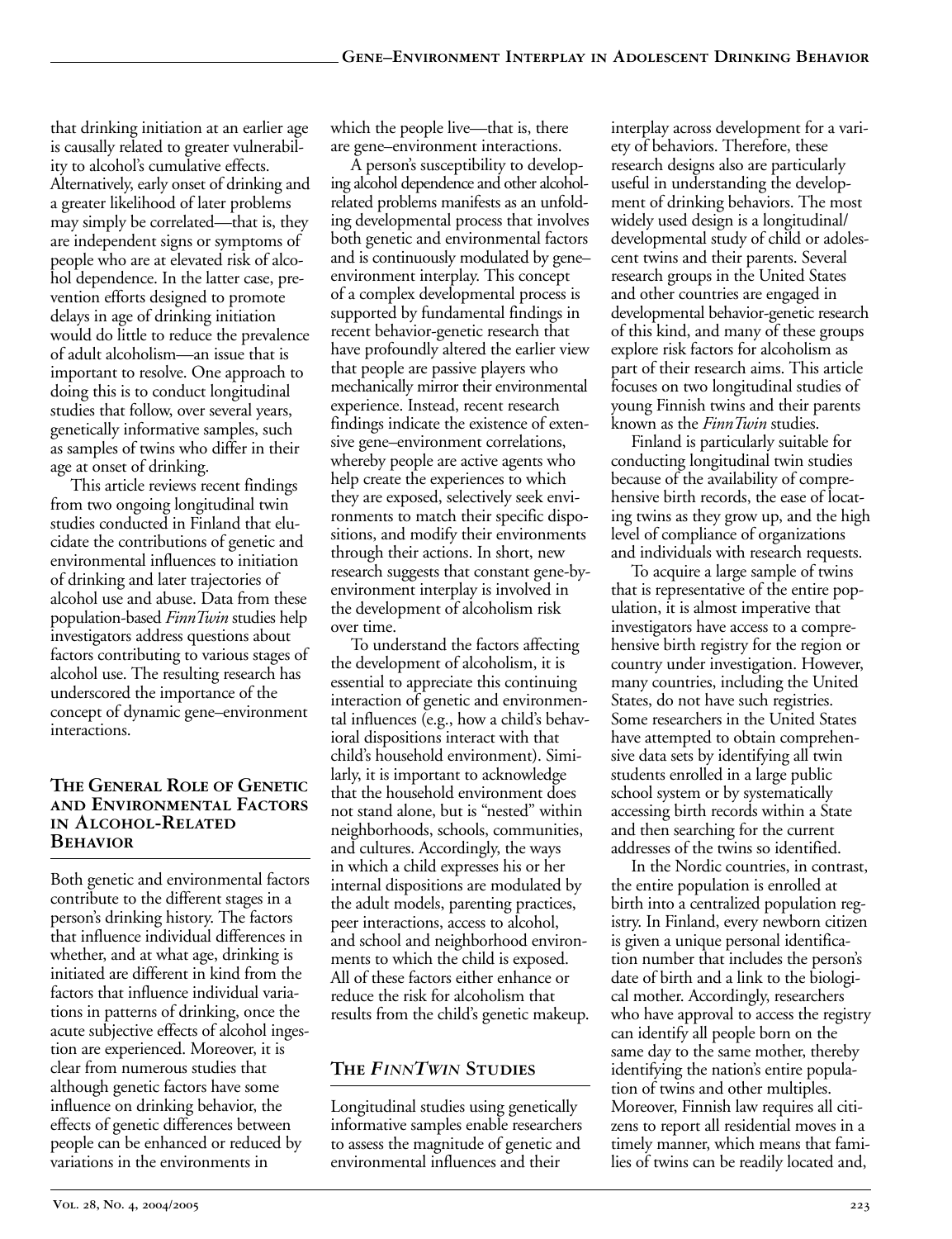that drinking initiation at an earlier age is causally related to greater vulnerability to alcohol's cumulative effects. Alternatively, early onset of drinking and a greater likelihood of later problems may simply be correlated—that is, they are independent signs or symptoms of people who are at elevated risk of alcohol dependence. In the latter case, prevention efforts designed to promote delays in age of drinking initiation would do little to reduce the prevalence of adult alcoholism—an issue that is important to resolve. One approach to doing this is to conduct longitudinal studies that follow, over several years, genetically informative samples, such as samples of twins who differ in their age at onset of drinking.

This article reviews recent findings from two ongoing longitudinal twin studies conducted in Finland that elucidate the contributions of genetic and environmental influences to initiation of drinking and later trajectories of alcohol use and abuse. Data from these population-based *FinnTwin* studies help investigators address questions about factors contributing to various stages of alcohol use. The resulting research has underscored the importance of the concept of dynamic gene–environment interactions.

## The General Role of Genetic and Environmental Factors in Alcohol-Related Behavior

Both genetic and environmental factors contribute to the different stages in a person's drinking history. The factors that influence individual differences in whether, and at what age, drinking is initiated are different in kind from the factors that influence individual variations in patterns of drinking, once the acute subjective effects of alcohol ingestion are experienced. Moreover, it is clear from numerous studies that although genetic factors have some influence on drinking behavior, the effects of genetic differences between people can be enhanced or reduced by variations in the environments in which the people live—that is, there are gene–environment interactions.

A person's susceptibility to developing alcohol dependence and other alcohol-related problems manifests as an unfolding developmental process that involves both genetic and environmental factors and is continuously modulated by gene–environment interplay. This concept of a complex developmental process is supported by fundamental findings in recent behavior-genetic research that have profoundly altered the earlier view that people are passive players who mechanically mirror their environmental experience. Instead, recent research findings indicate the existence of extensive gene–environment correlations, whereby people are active agents who help create the experiences to which they are exposed, selectively seek environments to match their specific dispositions, and modify their environments through their actions. In short, new research suggests that constant gene-by-environment interplay is involved in the development of alcoholism risk over time.

To understand the factors affecting the development of alcoholism, it is essential to appreciate this continuing interaction of genetic and environmental influences (e.g., how a child's behavioral dispositions interact with that child's household environment). Similarly, it is important to acknowledge that the household environment does not stand alone, but is "nested" within neighborhoods, schools, communities, and cultures. Accordingly, the ways in which a child expresses his or her internal dispositions are modulated by the adult models, parenting practices, peer interactions, access to alcohol, and school and neighborhood environments to which the child is exposed. All of these factors either enhance or reduce the risk for alcoholism that results from the child's genetic makeup.

## The *FinnTwin* Studies

Longitudinal studies using genetically informative samples enable researchers to assess the magnitude of genetic and environmental influences and their interplay across development for a variety of behaviors. Therefore, these research designs also are particularly useful in understanding the development of drinking behaviors. The most widely used design is a longitudinal/developmental study of child or adolescent twins and their parents. Several research groups in the United States and other countries are engaged in developmental behavior-genetic research of this kind, and many of these groups explore risk factors for alcoholism as part of their research aims. This article focuses on two longitudinal studies of young Finnish twins and their parents known as the *FinnTwin* studies.

Finland is particularly suitable for conducting longitudinal twin studies because of the availability of comprehensive birth records, the ease of locating twins as they grow up, and the high level of compliance of organizations and individuals with research requests.

To acquire a large sample of twins that is representative of the entire population, it is almost imperative that investigators have access to a comprehensive birth registry for the region or country under investigation. However, many countries, including the United States, do not have such registries. Some researchers in the United States have attempted to obtain comprehensive data sets by identifying all twin students enrolled in a large public school system or by systematically accessing birth records within a State and then searching for the current addresses of the twins so identified.

In the Nordic countries, in contrast, the entire population is enrolled at birth into a centralized population registry. In Finland, every newborn citizen is given a unique personal identification number that includes the person's date of birth and a link to the biological mother. Accordingly, researchers who have approval to access the registry can identify all people born on the same day to the same mother, thereby identifying the nation's entire population of twins and other multiples. Moreover, Finnish law requires all citizens to report all residential moves in a timely manner, which means that families of twins can be readily located and,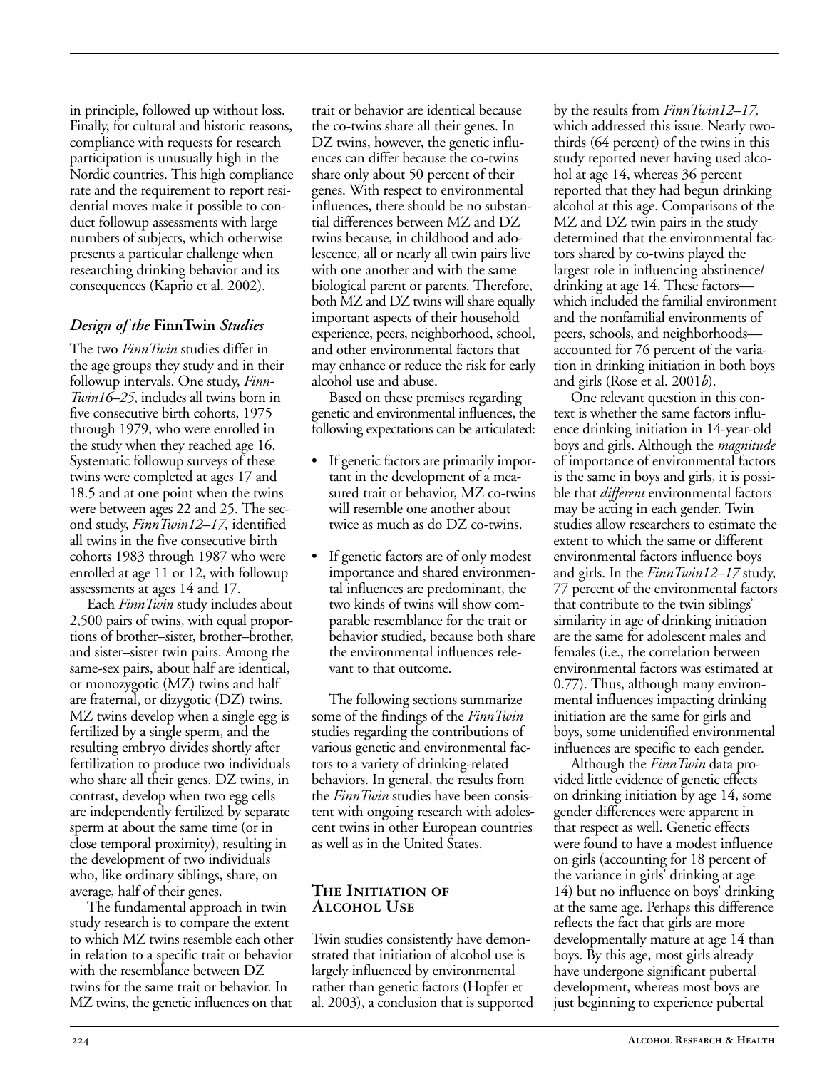in principle, followed up without loss. Finally, for cultural and historic reasons, compliance with requests for research participation is unusually high in the Nordic countries. This high compliance rate and the requirement to report residential moves make it possible to conduct followup assessments with large numbers of subjects, which otherwise presents a particular challenge when researching drinking behavior and its consequences (Kaprio et al. 2002).

### *Design of the* FinnTwin *Studies*

The two *FinnTwin* studies differ in the age groups they study and in their followup intervals. One study, *FinnTwin16–25*, includes all twins born in five consecutive birth cohorts, 1975 through 1979, who were enrolled in the study when they reached age 16. Systematic followup surveys of these twins were completed at ages 17 and 18.5 and at one point when the twins were between ages 22 and 25. The second study, *FinnTwin12–17,* identified all twins in the five consecutive birth cohorts 1983 through 1987 who were enrolled at age 11 or 12, with followup assessments at ages 14 and 17.

Each *FinnTwin* study includes about 2,500 pairs of twins, with equal proportions of brother–sister, brother–brother, and sister–sister twin pairs. Among the same-sex pairs, about half are identical, or monozygotic (MZ) twins and half are fraternal, or dizygotic (DZ) twins. MZ twins develop when a single egg is fertilized by a single sperm, and the resulting embryo divides shortly after fertilization to produce two individuals who share all their genes. DZ twins, in contrast, develop when two egg cells are independently fertilized by separate sperm at about the same time (or in close temporal proximity), resulting in the development of two individuals who, like ordinary siblings, share, on average, half of their genes.

The fundamental approach in twin study research is to compare the extent to which MZ twins resemble each other in relation to a specific trait or behavior with the resemblance between DZ twins for the same trait or behavior. In MZ twins, the genetic influences on that trait or behavior are identical because the co-twins share all their genes. In DZ twins, however, the genetic influences can differ because the co-twins share only about 50 percent of their genes. With respect to environmental influences, there should be no substantial differences between MZ and DZ twins because, in childhood and adolescence, all or nearly all twin pairs live with one another and with the same biological parent or parents. Therefore, both MZ and DZ twins will share equally important aspects of their household experience, peers, neighborhood, school, and other environmental factors that may enhance or reduce the risk for early alcohol use and abuse.

Based on these premises regarding genetic and environmental influences, the following expectations can be articulated:

- If genetic factors are primarily important in the development of a measured trait or behavior, MZ co-twins will resemble one another about twice as much as do DZ co-twins.
- If genetic factors are of only modest importance and shared environmental influences are predominant, the two kinds of twins will show comparable resemblance for the trait or behavior studied, because both share the environmental influences relevant to that outcome.

The following sections summarize some of the findings of the *FinnTwin* studies regarding the contributions of various genetic and environmental factors to a variety of drinking-related behaviors. In general, the results from the *FinnTwin* studies have been consistent with ongoing research with adolescent twins in other European countries as well as in the United States.

## The Initiation of Alcohol Use

Twin studies consistently have demonstrated that initiation of alcohol use is largely influenced by environmental rather than genetic factors (Hopfer et al. 2003), a conclusion that is supported by the results from *FinnTwin12–17,* which addressed this issue. Nearly two-thirds (64 percent) of the twins in this study reported never having used alcohol at age 14, whereas 36 percent reported that they had begun drinking alcohol at this age. Comparisons of the MZ and DZ twin pairs in the study determined that the environmental factors shared by co-twins played the largest role in influencing abstinence/drinking at age 14. These factors—which included the familial environment and the nonfamilial environments of peers, schools, and neighborhoods—accounted for 76 percent of the variation in drinking initiation in both boys and girls (Rose et al. 2001*b*).

One relevant question in this context is whether the same factors influence drinking initiation in 14-year-old boys and girls. Although the *magnitude* of importance of environmental factors is the same in boys and girls, it is possible that *different* environmental factors may be acting in each gender. Twin studies allow researchers to estimate the extent to which the same or different environmental factors influence boys and girls. In the *FinnTwin12–17* study, 77 percent of the environmental factors that contribute to the twin siblings' similarity in age of drinking initiation are the same for adolescent males and females (i.e., the correlation between environmental factors was estimated at 0.77). Thus, although many environmental influences impacting drinking initiation are the same for girls and boys, some unidentified environmental influences are specific to each gender.

Although the *FinnTwin* data provided little evidence of genetic effects on drinking initiation by age 14, some gender differences were apparent in that respect as well. Genetic effects were found to have a modest influence on girls (accounting for 18 percent of the variance in girls' drinking at age 14) but no influence on boys' drinking at the same age. Perhaps this difference reflects the fact that girls are more developmentally mature at age 14 than boys. By this age, most girls already have undergone significant pubertal development, whereas most boys are just beginning to experience pubertal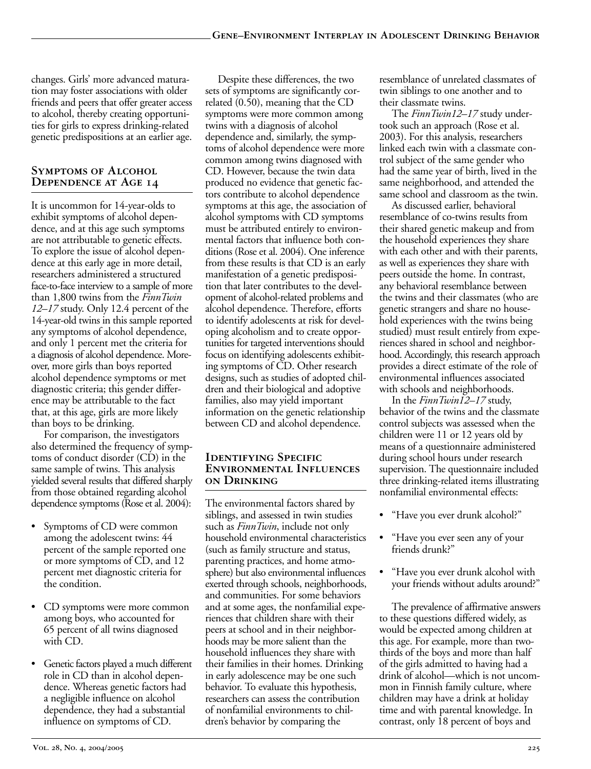changes. Girls' more advanced maturation may foster associations with older friends and peers that offer greater access to alcohol, thereby creating opportunities for girls to express drinking-related genetic predispositions at an earlier age.

## Symptoms of Alcohol Dependence at Age 14

It is uncommon for 14-year-olds to exhibit symptoms of alcohol dependence, and at this age such symptoms are not attributable to genetic effects. To explore the issue of alcohol dependence at this early age in more detail, researchers administered a structured face-to-face interview to a sample of more than 1,800 twins from the *FinnTwin 12–17* study. Only 12.4 percent of the 14-year-old twins in this sample reported any symptoms of alcohol dependence, and only 1 percent met the criteria for a diagnosis of alcohol dependence. Moreover, more girls than boys reported alcohol dependence symptoms or met diagnostic criteria; this gender difference may be attributable to the fact that, at this age, girls are more likely than boys to be drinking.

For comparison, the investigators also determined the frequency of symptoms of conduct disorder (CD) in the same sample of twins. This analysis yielded several results that differed sharply from those obtained regarding alcohol dependence symptoms (Rose et al. 2004):

- Symptoms of CD were common among the adolescent twins: 44 percent of the sample reported one or more symptoms of CD, and 12 percent met diagnostic criteria for the condition.
- CD symptoms were more common among boys, who accounted for 65 percent of all twins diagnosed with CD.
- Genetic factors played a much different role in CD than in alcohol dependence. Whereas genetic factors had a negligible influence on alcohol dependence, they had a substantial influence on symptoms of CD.

Despite these differences, the two sets of symptoms are significantly correlated (0.50), meaning that the CD symptoms were more common among twins with a diagnosis of alcohol dependence and, similarly, the symptoms of alcohol dependence were more common among twins diagnosed with CD. However, because the twin data produced no evidence that genetic factors contribute to alcohol dependence symptoms at this age, the association of alcohol symptoms with CD symptoms must be attributed entirely to environmental factors that influence both conditions (Rose et al. 2004). One inference from these results is that CD is an early manifestation of a genetic predisposition that later contributes to the development of alcohol-related problems and alcohol dependence. Therefore, efforts to identify adolescents at risk for developing alcoholism and to create opportunities for targeted interventions should focus on identifying adolescents exhibiting symptoms of CD. Other research designs, such as studies of adopted children and their biological and adoptive families, also may yield important information on the genetic relationship between CD and alcohol dependence.

## Identifying Specific Environmental Influences on Drinking

The environmental factors shared by siblings, and assessed in twin studies such as *FinnTwin*, include not only household environmental characteristics (such as family structure and status, parenting practices, and home atmosphere) but also environmental influences exerted through schools, neighborhoods, and communities. For some behaviors and at some ages, the nonfamilial experiences that children share with their peers at school and in their neighborhoods may be more salient than the household influences they share with their families in their homes. Drinking in early adolescence may be one such behavior. To evaluate this hypothesis, researchers can assess the contribution of nonfamilial environments to children's behavior by comparing the resemblance of unrelated classmates of twin siblings to one another and to their classmate twins.

The *FinnTwin12–17* study undertook such an approach (Rose et al. 2003). For this analysis, researchers linked each twin with a classmate control subject of the same gender who had the same year of birth, lived in the same neighborhood, and attended the same school and classroom as the twin.

As discussed earlier, behavioral resemblance of co-twins results from their shared genetic makeup and from the household experiences they share with each other and with their parents, as well as experiences they share with peers outside the home. In contrast, any behavioral resemblance between the twins and their classmates (who are genetic strangers and share no household experiences with the twins being studied) must result entirely from experiences shared in school and neighborhood. Accordingly, this research approach provides a direct estimate of the role of environmental influences associated with schools and neighborhoods.

In the *FinnTwin12–17* study, behavior of the twins and the classmate control subjects was assessed when the children were 11 or 12 years old by means of a questionnaire administered during school hours under research supervision. The questionnaire included three drinking-related items illustrating nonfamilial environmental effects:

- "Have you ever drunk alcohol?"
- "Have you ever seen any of your friends drunk?"
- "Have you ever drunk alcohol with your friends without adults around?"

The prevalence of affirmative answers to these questions differed widely, as would be expected among children at this age. For example, more than two-thirds of the boys and more than half of the girls admitted to having had a drink of alcohol—which is not uncommon in Finnish family culture, where children may have a drink at holiday time and with parental knowledge. In contrast, only 18 percent of boys and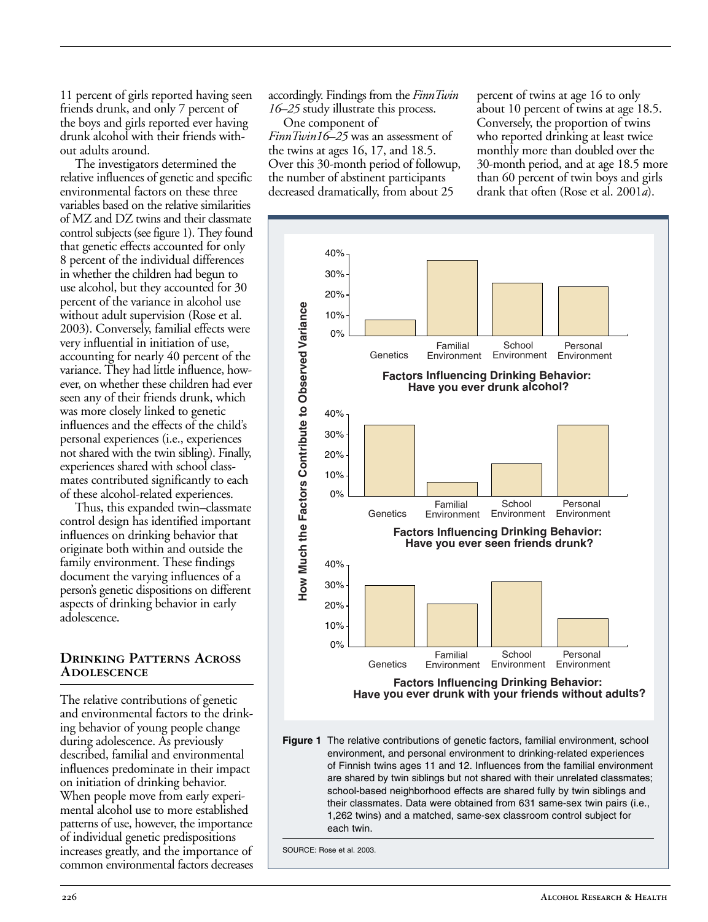11 percent of girls reported having seen friends drunk, and only 7 percent of the boys and girls reported ever having drunk alcohol with their friends without adults around.

The investigators determined the relative influences of genetic and specific environmental factors on these three variables based on the relative similarities of MZ and DZ twins and their classmate control subjects (see figure 1). They found that genetic effects accounted for only 8 percent of the individual differences in whether the children had begun to use alcohol, but they accounted for 30 percent of the variance in alcohol use without adult supervision (Rose et al. 2003). Conversely, familial effects were very influential in initiation of use, accounting for nearly 40 percent of the variance. They had little influence, however, on whether these children had ever seen any of their friends drunk, which was more closely linked to genetic influences and the effects of the child's personal experiences (i.e., experiences not shared with the twin sibling). Finally, experiences shared with school classmates contributed significantly to each of these alcohol-related experiences.

Thus, this expanded twin–classmate control design has identified important influences on drinking behavior that originate both within and outside the family environment. These findings document the varying influences of a person's genetic dispositions on different aspects of drinking behavior in early adolescence.

## Drinking Patterns Across Adolescence

The relative contributions of genetic and environmental factors to the drinking behavior of young people change during adolescence. As previously described, familial and environmental influences predominate in their impact on initiation of drinking behavior. When people move from early experimental alcohol use to more established patterns of use, however, the importance of individual genetic predispositions increases greatly, and the importance of common environmental factors decreases accordingly. Findings from the *FinnTwin 16–25* study illustrate this process.

One component of *FinnTwin16–25* was an assessment of the twins at ages 16, 17, and 18.5. Over this 30-month period of followup, the number of abstinent participants decreased dramatically, from about 25 percent of twins at age 16 to only about 10 percent of twins at age 18.5. Conversely, the proportion of twins who reported drinking at least twice monthly more than doubled over the 30-month period, and at age 18.5 more than 60 percent of twin boys and girls drank that often (Rose et al. 2001*a*).

**Figure 1** The relative contributions of genetic factors, familial environment, school environment, and personal environment to drinking-related experiences of Finnish twins ages 11 and 12. Influences from the familial environment are shared by twin siblings but not shared with their unrelated classmates; school-based neighborhood effects are shared fully by twin siblings and their classmates. Data were obtained from 631 same-sex twin pairs (i.e., 1,262 twins) and a matched, same-sex classroom control subject for each twin.

SOURCE: Rose et al. 2003.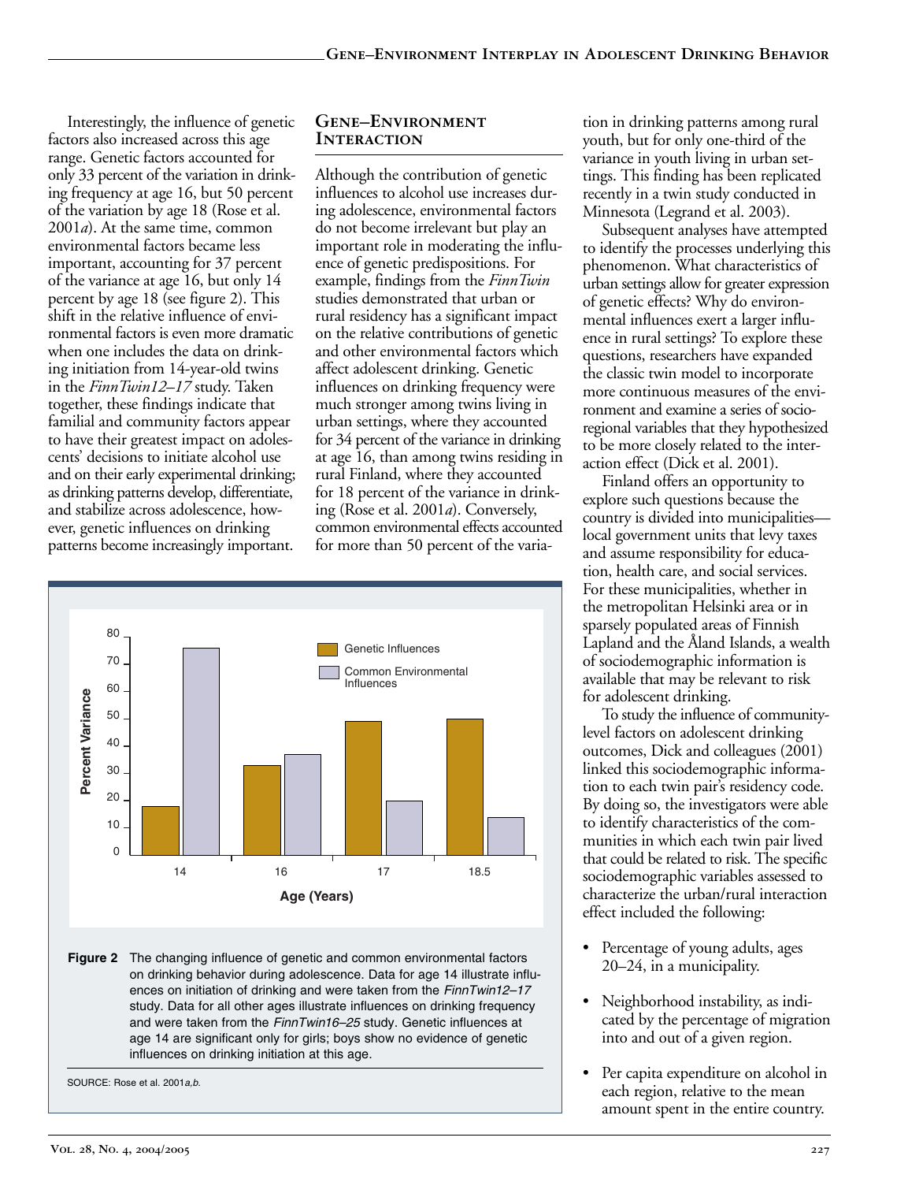Interestingly, the influence of genetic factors also increased across this age range. Genetic factors accounted for only 33 percent of the variation in drinking frequency at age 16, but 50 percent of the variation by age 18 (Rose et al. 2001*a*). At the same time, common environmental factors became less important, accounting for 37 percent of the variance at age 16, but only 14 percent by age 18 (see figure 2). This shift in the relative influence of environmental factors is even more dramatic when one includes the data on drinking initiation from 14-year-old twins in the *FinnTwin12–17* study. Taken together, these findings indicate that familial and community factors appear to have their greatest impact on adolescents' decisions to initiate alcohol use and on their early experimental drinking; as drinking patterns develop, differentiate, and stabilize across adolescence, however, genetic influences on drinking patterns become increasingly important.

## Gene–Environment Interaction

Although the contribution of genetic influences to alcohol use increases during adolescence, environmental factors do not become irrelevant but play an important role in moderating the influence of genetic predispositions. For example, findings from the *FinnTwin* studies demonstrated that urban or rural residency has a significant impact on the relative contributions of genetic and other environmental factors which affect adolescent drinking. Genetic influences on drinking frequency were much stronger among twins living in urban settings, where they accounted for 34 percent of the variance in drinking at age 16, than among twins residing in rural Finland, where they accounted for 18 percent of the variance in drinking (Rose et al. 2001*a*). Conversely, common environmental effects accounted for more than 50 percent of the variation in drinking patterns among rural youth, but for only one-third of the variance in youth living in urban settings. This finding has been replicated recently in a twin study conducted in Minnesota (Legrand et al. 2003).

Subsequent analyses have attempted to identify the processes underlying this phenomenon. What characteristics of urban settings allow for greater expression of genetic effects? Why do environmental influences exert a larger influence in rural settings? To explore these questions, researchers have expanded the classic twin model to incorporate more continuous measures of the environment and examine a series of socioregional variables that they hypothesized to be more closely related to the interaction effect (Dick et al. 2001).

Finland offers an opportunity to explore such questions because the country is divided into municipalities—local government units that levy taxes and assume responsibility for education, health care, and social services. For these municipalities, whether in the metropolitan Helsinki area or in sparsely populated areas of Finnish Lapland and the Åland Islands, a wealth of sociodemographic information is available that may be relevant to risk for adolescent drinking.

To study the influence of community-level factors on adolescent drinking outcomes, Dick and colleagues (2001) linked this sociodemographic information to each twin pair's residency code. By doing so, the investigators were able to identify characteristics of the communities in which each twin pair lived that could be related to risk. The specific sociodemographic variables assessed to characterize the urban/rural interaction effect included the following:

- Percentage of young adults, ages 20–24, in a municipality.
- Neighborhood instability, as indicated by the percentage of migration into and out of a given region.
- Per capita expenditure on alcohol in each region, relative to the mean amount spent in the entire country.

| Age (Years) | Genetic Influences (Percent Variance) | Common Environmental Influences (Percent Variance) |
|---|---|---|
| 14 | 18 | 76 |
| 16 | 33 | 37 |
| 17 | 49 | 20 |
| 18.5 | 50 | 14 |

**Figure 2** The changing influence of genetic and common environmental factors on drinking behavior during adolescence. Data for age 14 illustrate influences on initiation of drinking and were taken from the *FinnTwin12–17* study. Data for all other ages illustrate influences on drinking frequency and were taken from the *FinnTwin16–25* study. Genetic influences at age 14 are significant only for girls; boys show no evidence of genetic influences on drinking initiation at this age.

SOURCE: Rose et al. 2001*a,b*.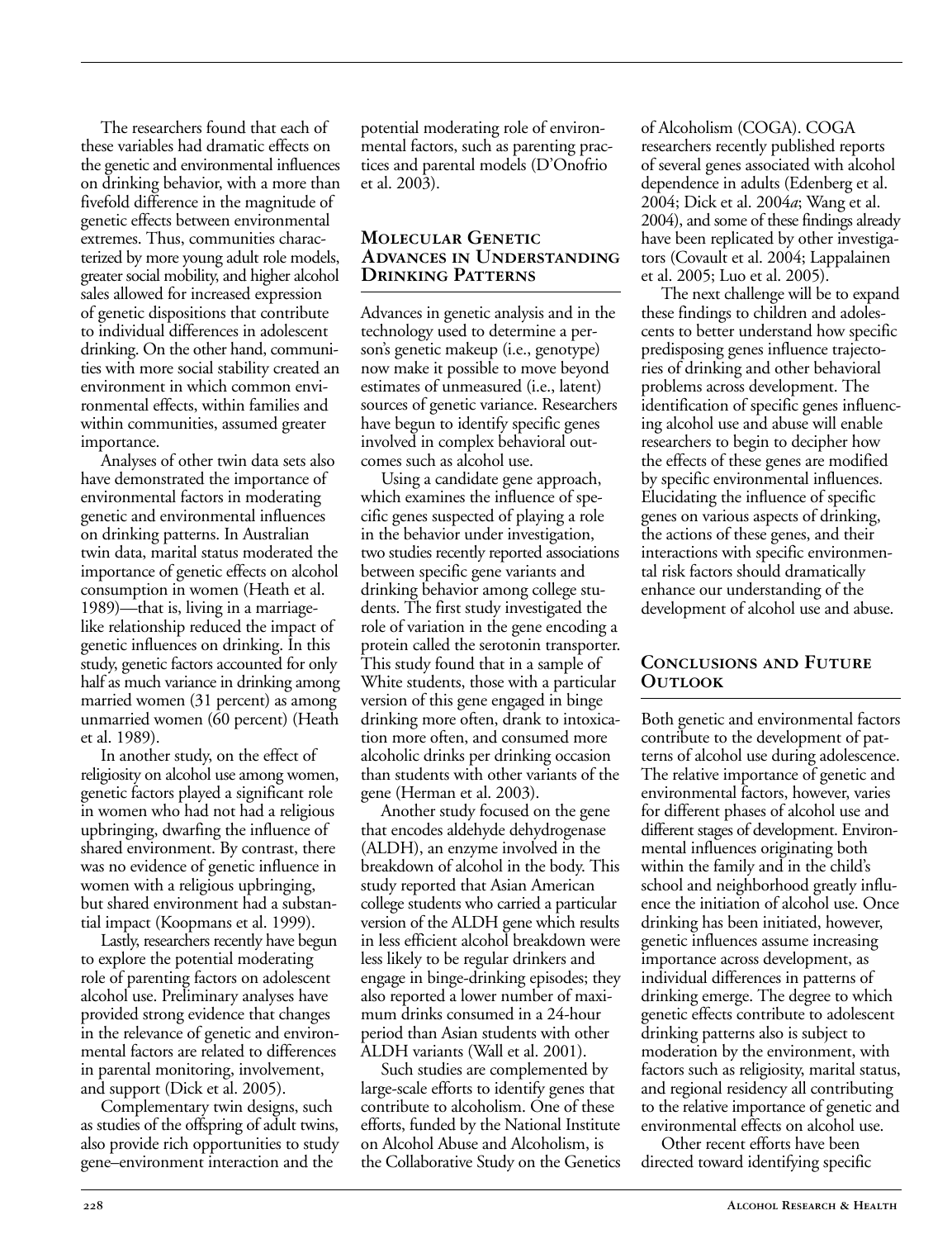The researchers found that each of these variables had dramatic effects on the genetic and environmental influences on drinking behavior, with a more than fivefold difference in the magnitude of genetic effects between environmental extremes. Thus, communities characterized by more young adult role models, greater social mobility, and higher alcohol sales allowed for increased expression of genetic dispositions that contribute to individual differences in adolescent drinking. On the other hand, communities with more social stability created an environment in which common environmental effects, within families and within communities, assumed greater importance.

Analyses of other twin data sets also have demonstrated the importance of environmental factors in moderating genetic and environmental influences on drinking patterns. In Australian twin data, marital status moderated the importance of genetic effects on alcohol consumption in women (Heath et al. 1989)—that is, living in a marriage-like relationship reduced the impact of genetic influences on drinking. In this study, genetic factors accounted for only half as much variance in drinking among married women (31 percent) as among unmarried women (60 percent) (Heath et al. 1989).

In another study, on the effect of religiosity on alcohol use among women, genetic factors played a significant role in women who had not had a religious upbringing, dwarfing the influence of shared environment. By contrast, there was no evidence of genetic influence in women with a religious upbringing, but shared environment had a substantial impact (Koopmans et al. 1999).

Lastly, researchers recently have begun to explore the potential moderating role of parenting factors on adolescent alcohol use. Preliminary analyses have provided strong evidence that changes in the relevance of genetic and environmental factors are related to differences in parental monitoring, involvement, and support (Dick et al. 2005).

Complementary twin designs, such as studies of the offspring of adult twins, also provide rich opportunities to study gene–environment interaction and the potential moderating role of environmental factors, such as parenting practices and parental models (D'Onofrio et al. 2003).

## Molecular Genetic Advances in Understanding Drinking Patterns

Advances in genetic analysis and in the technology used to determine a person's genetic makeup (i.e., genotype) now make it possible to move beyond estimates of unmeasured (i.e., latent) sources of genetic variance. Researchers have begun to identify specific genes involved in complex behavioral outcomes such as alcohol use.

Using a candidate gene approach, which examines the influence of specific genes suspected of playing a role in the behavior under investigation, two studies recently reported associations between specific gene variants and drinking behavior among college students. The first study investigated the role of variation in the gene encoding a protein called the serotonin transporter. This study found that in a sample of White students, those with a particular version of this gene engaged in binge drinking more often, drank to intoxication more often, and consumed more alcoholic drinks per drinking occasion than students with other variants of the gene (Herman et al. 2003).

Another study focused on the gene that encodes aldehyde dehydrogenase (ALDH), an enzyme involved in the breakdown of alcohol in the body. This study reported that Asian American college students who carried a particular version of the ALDH gene which results in less efficient alcohol breakdown were less likely to be regular drinkers and engage in binge-drinking episodes; they also reported a lower number of maximum drinks consumed in a 24-hour period than Asian students with other ALDH variants (Wall et al. 2001).

Such studies are complemented by large-scale efforts to identify genes that contribute to alcoholism. One of these efforts, funded by the National Institute on Alcohol Abuse and Alcoholism, is the Collaborative Study on the Genetics of Alcoholism (COGA). COGA researchers recently published reports of several genes associated with alcohol dependence in adults (Edenberg et al. 2004; Dick et al. 2004*a*; Wang et al. 2004), and some of these findings already have been replicated by other investigators (Covault et al. 2004; Lappalainen et al. 2005; Luo et al. 2005).

The next challenge will be to expand these findings to children and adolescents to better understand how specific predisposing genes influence trajectories of drinking and other behavioral problems across development. The identification of specific genes influencing alcohol use and abuse will enable researchers to begin to decipher how the effects of these genes are modified by specific environmental influences. Elucidating the influence of specific genes on various aspects of drinking, the actions of these genes, and their interactions with specific environmental risk factors should dramatically enhance our understanding of the development of alcohol use and abuse.

## Conclusions and Future Outlook

Both genetic and environmental factors contribute to the development of patterns of alcohol use during adolescence. The relative importance of genetic and environmental factors, however, varies for different phases of alcohol use and different stages of development. Environmental influences originating both within the family and in the child's school and neighborhood greatly influence the initiation of alcohol use. Once drinking has been initiated, however, genetic influences assume increasing importance across development, as individual differences in patterns of drinking emerge. The degree to which genetic effects contribute to adolescent drinking patterns also is subject to moderation by the environment, with factors such as religiosity, marital status, and regional residency all contributing to the relative importance of genetic and environmental effects on alcohol use.

Other recent efforts have been directed toward identifying specific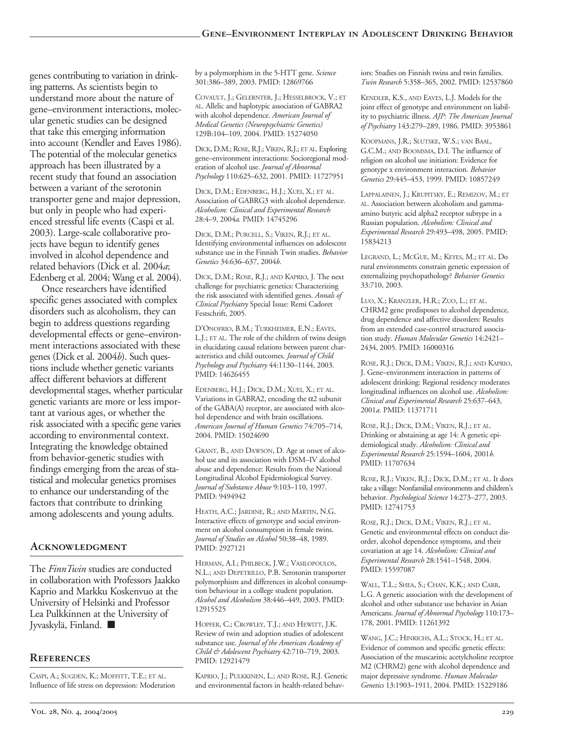genes contributing to variation in drinking patterns. As scientists begin to understand more about the nature of gene–environment interactions, molecular genetic studies can be designed that take this emerging information into account (Kendler and Eaves 1986). The potential of the molecular genetics approach has been illustrated by a recent study that found an association between a variant of the serotonin transporter gene and major depression, but only in people who had experienced stressful life events (Caspi et al. 2003). Large-scale collaborative projects have begun to identify genes involved in alcohol dependence and related behaviors (Dick et al. 2004*a*; Edenberg et al. 2004; Wang et al. 2004).

Once researchers have identified specific genes associated with complex disorders such as alcoholism, they can begin to address questions regarding developmental effects or gene–environment interactions associated with these genes (Dick et al. 2004*b*). Such questions include whether genetic variants affect different behaviors at different developmental stages, whether particular genetic variants are more or less important at various ages, or whether the risk associated with a specific gene varies according to environmental context. Integrating the knowledge obtained from behavior-genetic studies with findings emerging from the areas of statistical and molecular genetics promises to enhance our understanding of the factors that contribute to drinking among adolescents and young adults.

## Acknowledgment

The *FinnTwin* studies are conducted in collaboration with Professors Jaakko Kaprio and Markku Koskenvuo at the University of Helsinki and Professor Lea Pulkkinen at the University of Jyvaskylä, Finland. ■

## References

Caspi, A.; Sugden, K.; Moffitt, T.E.; et al. Influence of life stress on depression: Moderation by a polymorphism in the 5-HTT gene. *Science* 301:386–389, 2003. PMID: 12869766

Covault, J.; Gelernter, J.; Hesselbrock, V.; et al. Allelic and haplotypic association of GABRA2 with alcohol dependence. *American Journal of Medical Genetics (Neuropsychiatric Genetics)* 129B:104–109, 2004. PMID: 15274050

Dick, D.M.; Rose, R.J.; Viken, R.J.; et al. Exploring gene–environment interactions: Socioregional moderation of alcohol use. *Journal of Abnormal Psychology* 110:625–632, 2001. PMID: 11727951

Dick, D.M.; Edenberg, H.J.; Xuei, X.; et al. Association of GABRG3 with alcohol dependence. *Alcoholism: Clinical and Experimental Research* 28:4–9, 2004*a.* PMID: 14745296

Dick, D.M.; Purcell, S.; Viken, R.J.; et al. Identifying environmental influences on adolescent substance use in the Finnish Twin studies. *Behavior Genetics* 34:636–637, 2004*b*.

Dick, D.M.; Rose, R.J.; and Kaprio, J. The next challenge for psychiatric genetics: Characterizing the risk associated with identified genes. *Annals of Clinical Psychiatry* Special Issue: Remi Cadoret Festschrift, 2005.

D'Onofrio, B.M.; Turkheimer, E.N.; Eaves, L.J.; et al. The role of the children of twins design in elucidating causal relations between parent characteristics and child outcomes. *Journal of Child Psychology and Psychiatry* 44:1130–1144, 2003. PMID: 14626455

Edenberg, H.J.; Dick, D.M.; Xuei, X.; et al. Variations in GABRA2, encoding the $\alpha 2$ subunit of the GABA(A) receptor, are associated with alcohol dependence and with brain oscillations. *American Journal of Human Genetics* 74:705–714, 2004. PMID: 15024690

Grant, B., and Dawson, D. Age at onset of alcohol use and its association with DSM–IV alcohol abuse and dependence: Results from the National Longitudinal Alcohol Epidemiological Survey. *Journal of Substance Abuse* 9:103–110, 1997. PMID: 9494942

Heath, A.C.; Jardine, R.; and Martin, N.G. Interactive effects of genotype and social environment on alcohol consumption in female twins. *Journal of Studies on Alcohol* 50:38–48, 1989. PMID: 2927121

Herman, A.I.; Philbeck, J.W.; Vasilopoulos, N.L.; and Depetrillo, P.B. Serotonin transporter polymorphism and differences in alcohol consumption behaviour in a college student population. *Alcohol and Alcoholism* 38:446–449, 2003. PMID: 12915525

Hopfer, C.; Crowley, T.J.; and Hewitt, J.K. Review of twin and adoption studies of adolescent substance use. *Journal of the American Academy of Child & Adolescent Psychiatry* 42:710–719, 2003. PMID: 12921479

Kaprio, J.; Pulkkinen, L.; and Rose, R.J. Genetic and environmental factors in health-related behaviors: Studies on Finnish twins and twin families. *Twin Research* 5:358–365, 2002. PMID: 12537860

Kendler, K.S., and Eaves, L.J. Models for the joint effect of genotype and environment on liability to psychiatric illness. *AJP: The American Journal of Psychiatry* 143:279–289, 1986. PMID: 3953861

Koopmans, J.R.; Slutske, W.S.; van Baal, G.C.M.; and Boomsma, D.I. The influence of religion on alcohol use initiation: Evidence for genotype x environment interaction. *Behavior Genetics* 29:445–453, 1999. PMID: 10857249

Lappalainen, J.; Krupitsky, E.; Remizov, M.; et al. Association between alcoholism and gamma-amino butyric acid alpha2 receptor subtype in a Russian population. *Alcoholism: Clinical and Experimental Research* 29:493–498, 2005. PMID: 15834213

Legrand, L.; McGue, M.; Keyes, M.; et al. Do rural environments constrain genetic expression of externalizing psychopathology? *Behavior Genetics* 33:710, 2003.

Luo, X.; Kranzler, H.R.; Zuo, L.; et al. CHRM2 gene predisposes to alcohol dependence, drug dependence and affective disorders: Results from an extended case-control structured association study. *Human Molecular Genetics* 14:2421–2434, 2005. PMID: 16000316

Rose, R.J.; Dick, D.M.; Viken, R.J.; and Kaprio, J. Gene–environment interaction in patterns of adolescent drinking: Regional residency moderates longitudinal influences on alcohol use. *Alcoholism: Clinical and Experimental Research* 25:637–643, 2001*a.* PMID: 11371711

Rose, R.J.; Dick, D.M.; Viken, R.J.; et al. Drinking or abstaining at age 14: A genetic epidemiological study. *Alcoholism: Clinical and Experimental Research* 25:1594–1604, 2001*b.* PMID: 11707634

Rose, R.J.; Viken, R.J.; Dick, D.M.; et al. It does take a village: Nonfamilial environments and children's behavior. *Psychological Science* 14:273–277, 2003. PMID: 12741753

Rose, R.J.; Dick, D.M.; Viken, R.J.; et al. Genetic and environmental effects on conduct disorder, alcohol dependence symptoms, and their covariation at age 14. *Alcoholism: Clinical and Experimental Research* 28:1541–1548, 2004. PMID: 15597087

Wall, T.L.; Shea, S.; Chan, K.K.; and Carr, L.G. A genetic association with the development of alcohol and other substance use behavior in Asian Americans. *Journal of Abnormal Psychology* 110:173–178, 2001. PMID: 11261392

Wang, J.C.; Hinrichs, A.L.; Stock, H.; et al. Evidence of common and specific genetic effects: Association of the muscarinic acetylcholine receptor M2 (CHRM2) gene with alcohol dependence and major depressive syndrome. *Human Molecular Genetics* 13:1903–1911, 2004. PMID: 15229186